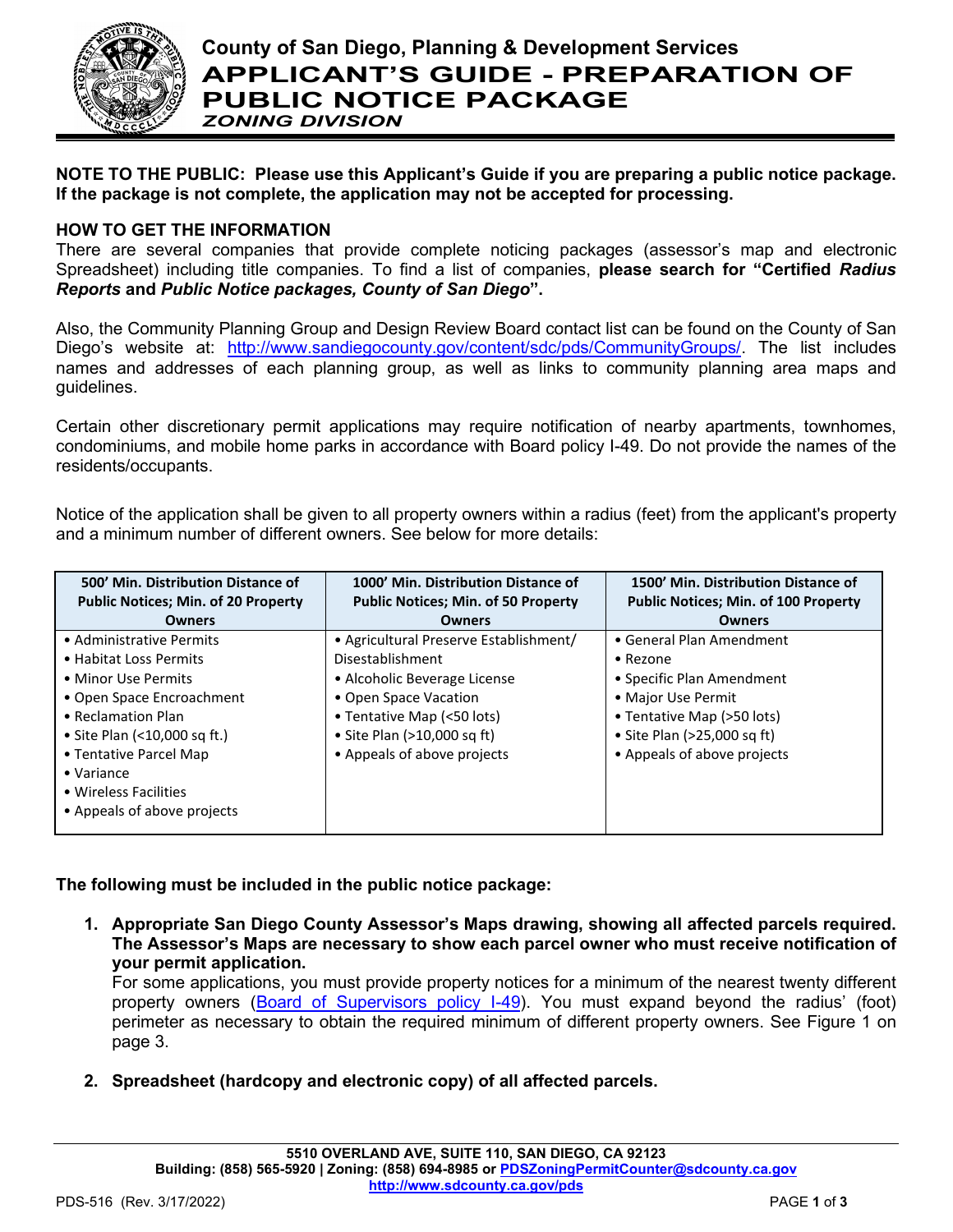# County of San Diego, Planning & Development Services

# APPLICANT'S GUIDE - PREPARATION OF PUBLIC NOTICE PACKAGE

## *ZONING DIVISION*

**NOTE TO THE PUBLIC: Please use this Applicant's Guide if you are preparing a public notice package. If the package is not complete, the application may not be accepted for processing.**

**HOW TO GET THE INFORMATION**

There are several companies that provide complete noticing packages (assessor's map and electronic Spreadsheet) including title companies. To find a list of companies, **please search for "Certified *Radius Reports* and *Public Notice packages, County of San Diego*".**

Also, the Community Planning Group and Design Review Board contact list can be found on the County of San Diego's website at: http://www.sandiegocounty.gov/content/sdc/pds/CommunityGroups/. The list includes names and addresses of each planning group, as well as links to community planning area maps and guidelines.

Certain other discretionary permit applications may require notification of nearby apartments, townhomes, condominiums, and mobile home parks in accordance with Board policy I-49. Do not provide the names of the residents/occupants.

Notice of the application shall be given to all property owners within a radius (feet) from the applicant's property and a minimum number of different owners. See below for more details:

| 500' Min. Distribution Distance of Public Notices; Min. of 20 Property Owners | 1000' Min. Distribution Distance of Public Notices; Min. of 50 Property Owners | 1500' Min. Distribution Distance of Public Notices; Min. of 100 Property Owners |
|---|---|---|
| • Administrative Permits<br>• Habitat Loss Permits<br>• Minor Use Permits<br>• Open Space Encroachment<br>• Reclamation Plan<br>• Site Plan (<10,000 sq ft.)<br>• Tentative Parcel Map<br>• Variance<br>• Wireless Facilities<br>• Appeals of above projects | • Agricultural Preserve Establishment/ Disestablishment<br>• Alcoholic Beverage License<br>• Open Space Vacation<br>• Tentative Map (<50 lots)<br>• Site Plan (>10,000 sq ft)<br>• Appeals of above projects | • General Plan Amendment<br>• Rezone<br>• Specific Plan Amendment<br>• Major Use Permit<br>• Tentative Map (>50 lots)<br>• Site Plan (>25,000 sq ft)<br>• Appeals of above projects |

**The following must be included in the public notice package:**

1. **Appropriate San Diego County Assessor's Maps drawing, showing all affected parcels required. The Assessor's Maps are necessary to show each parcel owner who must receive notification of your permit application.**
   For some applications, you must provide property notices for a minimum of the nearest twenty different property owners (Board of Supervisors policy I-49). You must expand beyond the radius' (foot) perimeter as necessary to obtain the required minimum of different property owners. See Figure 1 on page 3.

2. **Spreadsheet (hardcopy and electronic copy) of all affected parcels.**

5510 OVERLAND AVE, SUITE 110, SAN DIEGO, CA 92123
Building: (858) 565-5920 | Zoning: (858) 694-8985 or PDSZoningPermitCounter@sdcounty.ca.gov
http://www.sdcounty.ca.gov/pds

PDS-516 (Rev. 3/17/2022)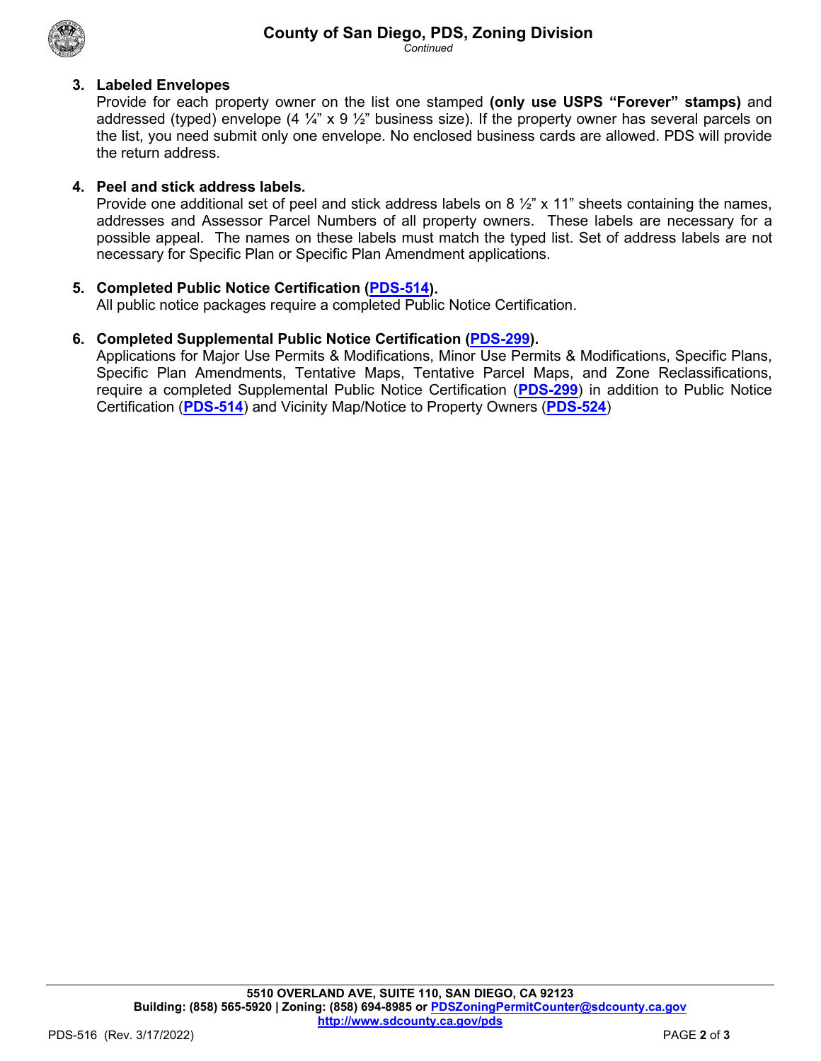3. **Labeled Envelopes**
   Provide for each property owner on the list one stamped **(only use USPS "Forever" stamps)** and addressed (typed) envelope (4 ¼" x 9 ½" business size). If the property owner has several parcels on the list, you need submit only one envelope. No enclosed business cards are allowed. PDS will provide the return address.

4. **Peel and stick address labels.**
   Provide one additional set of peel and stick address labels on 8 ½" x 11" sheets containing the names, addresses and Assessor Parcel Numbers of all property owners. These labels are necessary for a possible appeal. The names on these labels must match the typed list. Set of address labels are not necessary for Specific Plan or Specific Plan Amendment applications.

5. **Completed Public Notice Certification (PDS-514).**
   All public notice packages require a completed Public Notice Certification.

6. **Completed Supplemental Public Notice Certification (PDS-299).**
   Applications for Major Use Permits & Modifications, Minor Use Permits & Modifications, Specific Plans, Specific Plan Amendments, Tentative Maps, Tentative Parcel Maps, and Zone Reclassifications, require a completed Supplemental Public Notice Certification (**PDS-299**) in addition to Public Notice Certification (**PDS-514**) and Vicinity Map/Notice to Property Owners (**PDS-524**)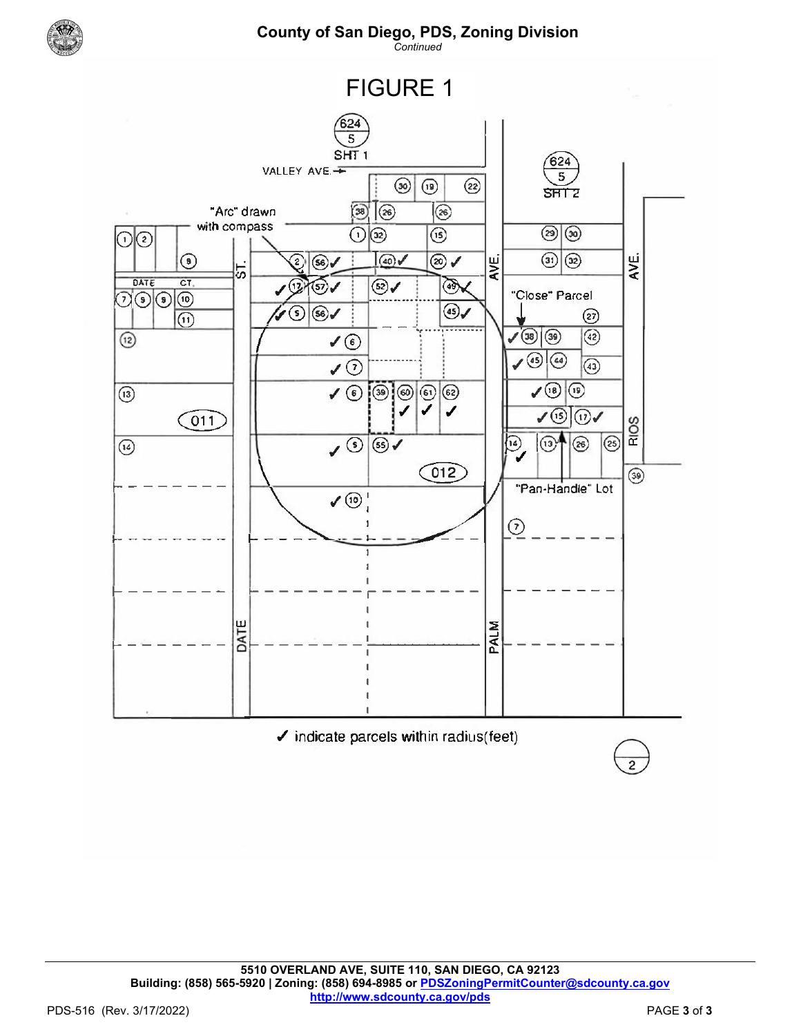# FIGURE 1

624
5
SHT 1

VALLEY AVE.

624
5
SHT 2

"Arc" drawn with compass

DATE CT.

DATE ST.

PALM AVE.

RIOS AVE.

"Close" Parcel

"Pan-Handle" Lot

011

012

✓ indicate parcels within radius(feet)

2